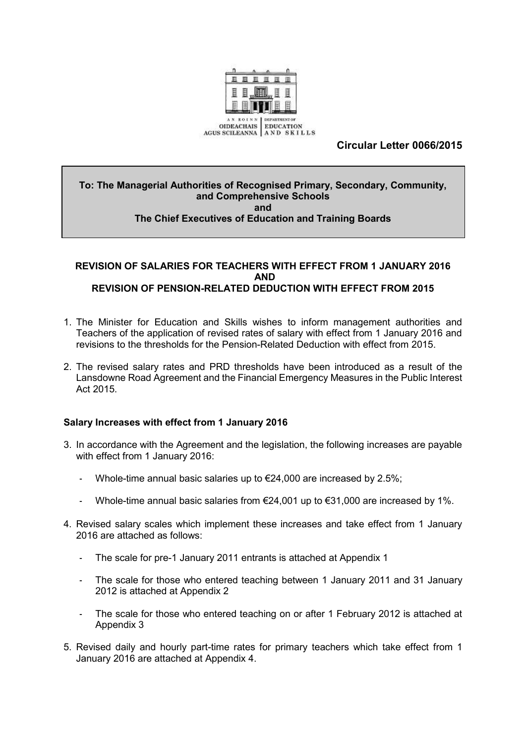AN ROINN OIDEACHAIS AGUS SCILEANNA | DEPARTMENT OF EDUCATION AND SKILLS

**Circular Letter 0066/2015**

**To: The Managerial Authorities of Recognised Primary, Secondary, Community, and Comprehensive Schools**
**and**
**The Chief Executives of Education and Training Boards**

## REVISION OF SALARIES FOR TEACHERS WITH EFFECT FROM 1 JANUARY 2016 AND REVISION OF PENSION-RELATED DEDUCTION WITH EFFECT FROM 2015

1. The Minister for Education and Skills wishes to inform management authorities and Teachers of the application of revised rates of salary with effect from 1 January 2016 and revisions to the thresholds for the Pension-Related Deduction with effect from 2015.

2. The revised salary rates and PRD thresholds have been introduced as a result of the Lansdowne Road Agreement and the Financial Emergency Measures in the Public Interest Act 2015.

### Salary Increases with effect from 1 January 2016

3. In accordance with the Agreement and the legislation, the following increases are payable with effect from 1 January 2016:

   - Whole-time annual basic salaries up to €24,000 are increased by 2.5%;

   - Whole-time annual basic salaries from €24,001 up to €31,000 are increased by 1%.

4. Revised salary scales which implement these increases and take effect from 1 January 2016 are attached as follows:

   - The scale for pre-1 January 2011 entrants is attached at Appendix 1

   - The scale for those who entered teaching between 1 January 2011 and 31 January 2012 is attached at Appendix 2

   - The scale for those who entered teaching on or after 1 February 2012 is attached at Appendix 3

5. Revised daily and hourly part-time rates for primary teachers which take effect from 1 January 2016 are attached at Appendix 4.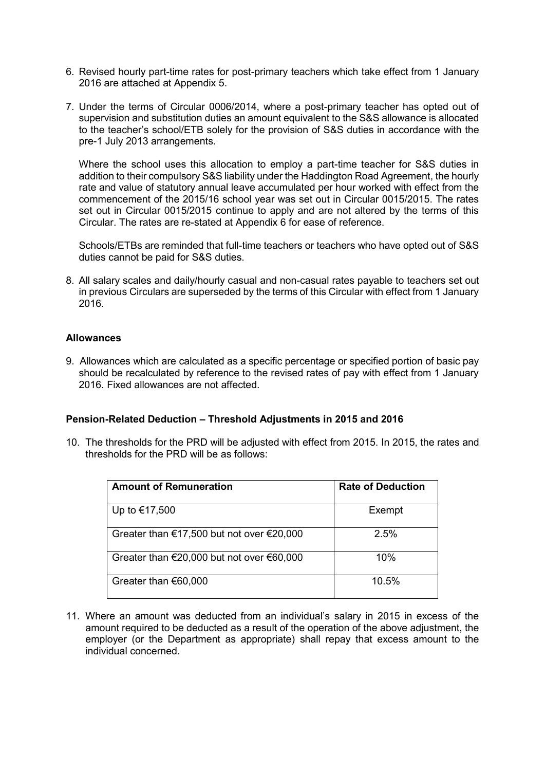6. Revised hourly part-time rates for post-primary teachers which take effect from 1 January 2016 are attached at Appendix 5.

7. Under the terms of Circular 0006/2014, where a post-primary teacher has opted out of supervision and substitution duties an amount equivalent to the S&S allowance is allocated to the teacher's school/ETB solely for the provision of S&S duties in accordance with the pre-1 July 2013 arrangements.

   Where the school uses this allocation to employ a part-time teacher for S&S duties in addition to their compulsory S&S liability under the Haddington Road Agreement, the hourly rate and value of statutory annual leave accumulated per hour worked with effect from the commencement of the 2015/16 school year was set out in Circular 0015/2015. The rates set out in Circular 0015/2015 continue to apply and are not altered by the terms of this Circular. The rates are re-stated at Appendix 6 for ease of reference.

   Schools/ETBs are reminded that full-time teachers or teachers who have opted out of S&S duties cannot be paid for S&S duties.

8. All salary scales and daily/hourly casual and non-casual rates payable to teachers set out in previous Circulars are superseded by the terms of this Circular with effect from 1 January 2016.

**Allowances**

9. Allowances which are calculated as a specific percentage or specified portion of basic pay should be recalculated by reference to the revised rates of pay with effect from 1 January 2016. Fixed allowances are not affected.

**Pension-Related Deduction – Threshold Adjustments in 2015 and 2016**

10. The thresholds for the PRD will be adjusted with effect from 2015. In 2015, the rates and thresholds for the PRD will be as follows:

| Amount of Remuneration | Rate of Deduction |
|---|---|
| Up to €17,500 | Exempt |
| Greater than €17,500 but not over €20,000 | 2.5% |
| Greater than €20,000 but not over €60,000 | 10% |
| Greater than €60,000 | 10.5% |

11. Where an amount was deducted from an individual's salary in 2015 in excess of the amount required to be deducted as a result of the operation of the above adjustment, the employer (or the Department as appropriate) shall repay that excess amount to the individual concerned.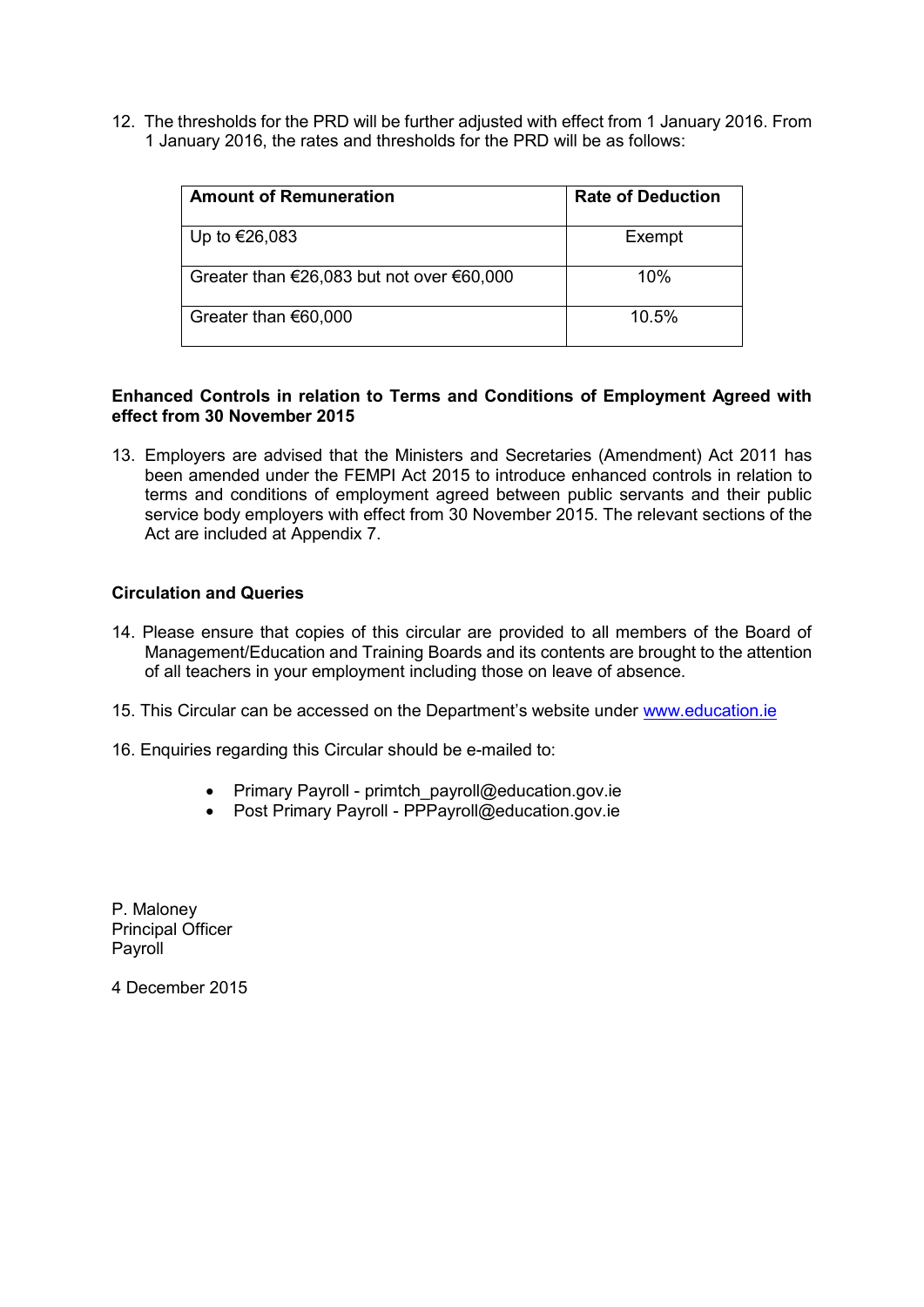12. The thresholds for the PRD will be further adjusted with effect from 1 January 2016. From 1 January 2016, the rates and thresholds for the PRD will be as follows:

| **Amount of Remuneration** | **Rate of Deduction** |
|---|---|
| Up to €26,083 | Exempt |
| Greater than €26,083 but not over €60,000 | 10% |
| Greater than €60,000 | 10.5% |

**Enhanced Controls in relation to Terms and Conditions of Employment Agreed with effect from 30 November 2015**

13. Employers are advised that the Ministers and Secretaries (Amendment) Act 2011 has been amended under the FEMPI Act 2015 to introduce enhanced controls in relation to terms and conditions of employment agreed between public servants and their public service body employers with effect from 30 November 2015. The relevant sections of the Act are included at Appendix 7.

**Circulation and Queries**

14. Please ensure that copies of this circular are provided to all members of the Board of Management/Education and Training Boards and its contents are brought to the attention of all teachers in your employment including those on leave of absence.

15. This Circular can be accessed on the Department's website under www.education.ie

16. Enquiries regarding this Circular should be e-mailed to:

- Primary Payroll - primtch_payroll@education.gov.ie
- Post Primary Payroll - PPPayroll@education.gov.ie

P. Maloney
Principal Officer
Payroll

4 December 2015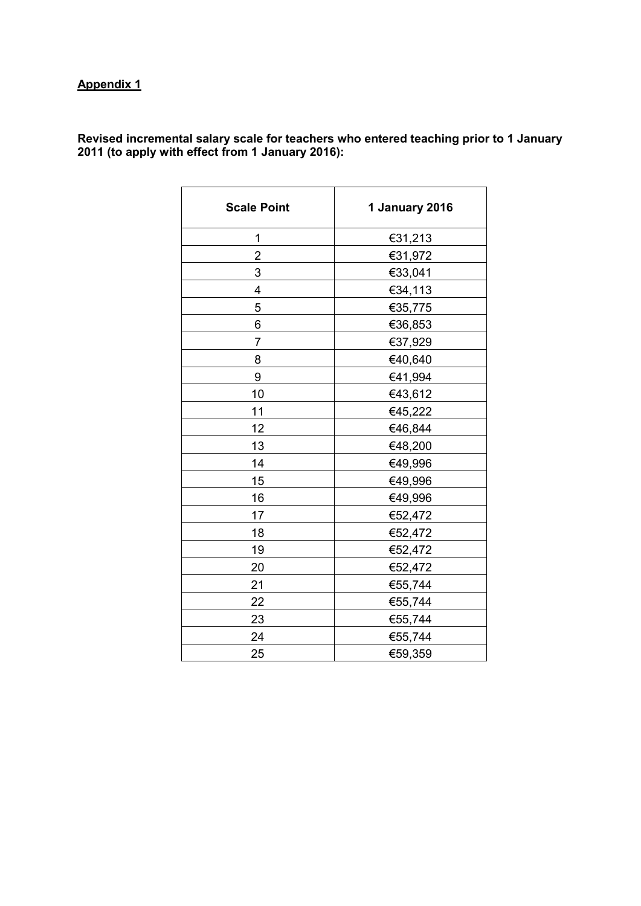**Appendix 1**

**Revised incremental salary scale for teachers who entered teaching prior to 1 January 2011 (to apply with effect from 1 January 2016):**

| Scale Point | 1 January 2016 |
|---|---|
| 1 | €31,213 |
| 2 | €31,972 |
| 3 | €33,041 |
| 4 | €34,113 |
| 5 | €35,775 |
| 6 | €36,853 |
| 7 | €37,929 |
| 8 | €40,640 |
| 9 | €41,994 |
| 10 | €43,612 |
| 11 | €45,222 |
| 12 | €46,844 |
| 13 | €48,200 |
| 14 | €49,996 |
| 15 | €49,996 |
| 16 | €49,996 |
| 17 | €52,472 |
| 18 | €52,472 |
| 19 | €52,472 |
| 20 | €52,472 |
| 21 | €55,744 |
| 22 | €55,744 |
| 23 | €55,744 |
| 24 | €55,744 |
| 25 | €59,359 |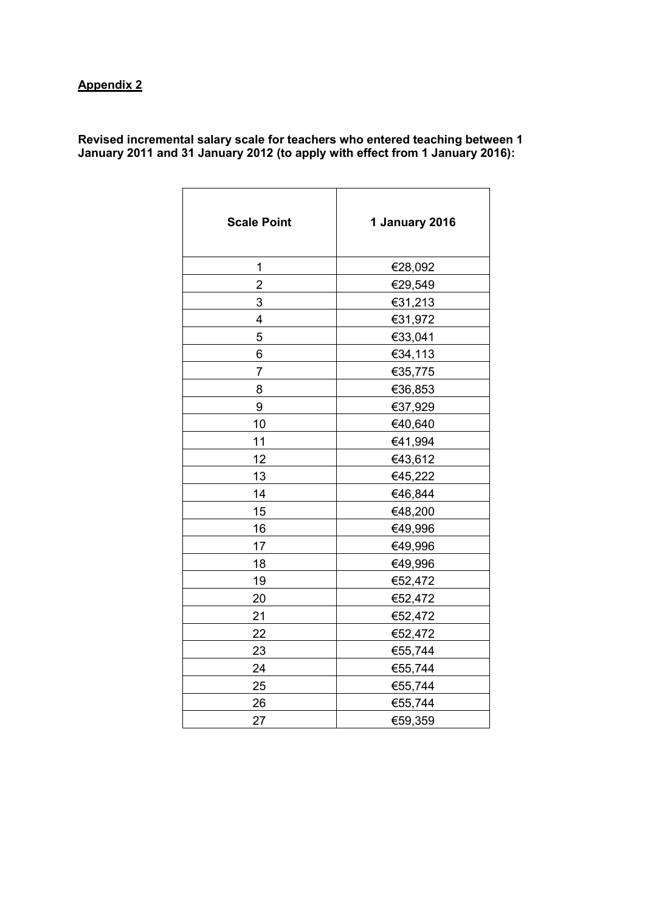**Appendix 2**

**Revised incremental salary scale for teachers who entered teaching between 1 January 2011 and 31 January 2012 (to apply with effect from 1 January 2016):**

| Scale Point | 1 January 2016 |
|---|---|
| 1 | €28,092 |
| 2 | €29,549 |
| 3 | €31,213 |
| 4 | €31,972 |
| 5 | €33,041 |
| 6 | €34,113 |
| 7 | €35,775 |
| 8 | €36,853 |
| 9 | €37,929 |
| 10 | €40,640 |
| 11 | €41,994 |
| 12 | €43,612 |
| 13 | €45,222 |
| 14 | €46,844 |
| 15 | €48,200 |
| 16 | €49,996 |
| 17 | €49,996 |
| 18 | €49,996 |
| 19 | €52,472 |
| 20 | €52,472 |
| 21 | €52,472 |
| 22 | €52,472 |
| 23 | €55,744 |
| 24 | €55,744 |
| 25 | €55,744 |
| 26 | €55,744 |
| 27 | €59,359 |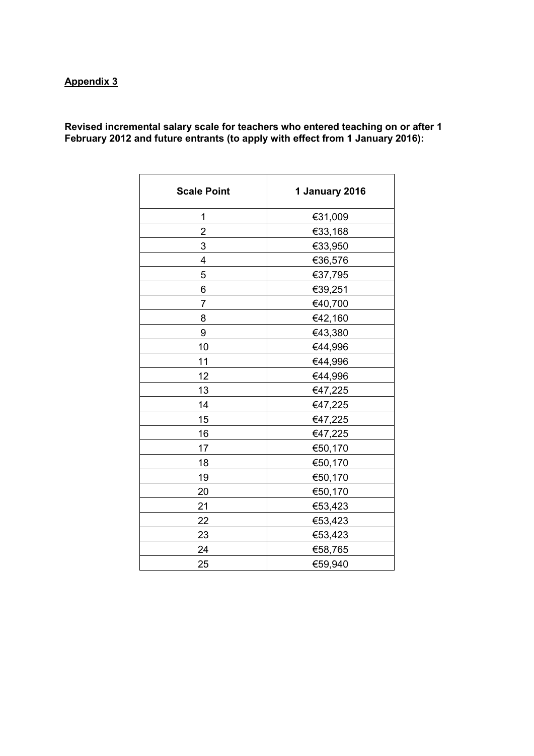**<u>Appendix 3</u>**

**Revised incremental salary scale for teachers who entered teaching on or after 1 February 2012 and future entrants (to apply with effect from 1 January 2016):**

| Scale Point | 1 January 2016 |
|---|---|
| 1 | €31,009 |
| 2 | €33,168 |
| 3 | €33,950 |
| 4 | €36,576 |
| 5 | €37,795 |
| 6 | €39,251 |
| 7 | €40,700 |
| 8 | €42,160 |
| 9 | €43,380 |
| 10 | €44,996 |
| 11 | €44,996 |
| 12 | €44,996 |
| 13 | €47,225 |
| 14 | €47,225 |
| 15 | €47,225 |
| 16 | €47,225 |
| 17 | €50,170 |
| 18 | €50,170 |
| 19 | €50,170 |
| 20 | €50,170 |
| 21 | €53,423 |
| 22 | €53,423 |
| 23 | €53,423 |
| 24 | €58,765 |
| 25 | €59,940 |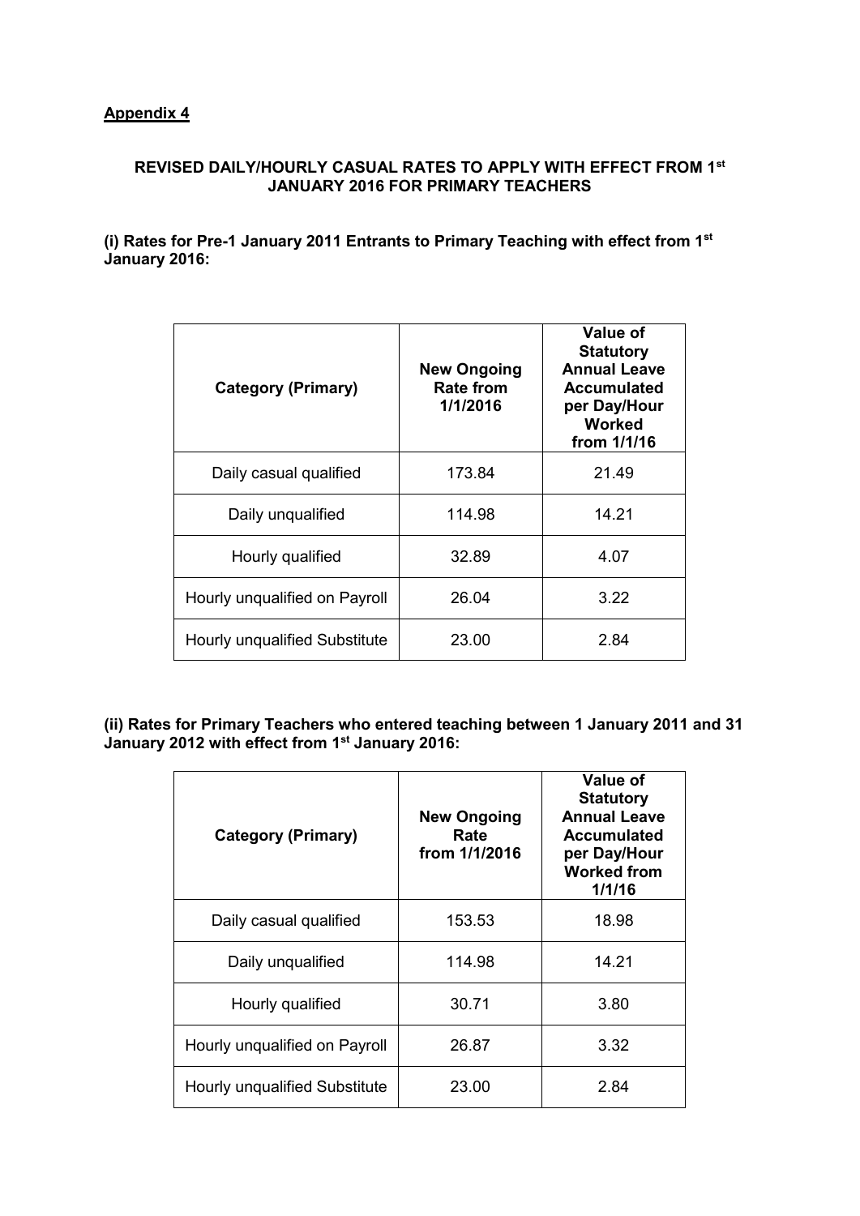**Appendix 4**

**REVISED DAILY/HOURLY CASUAL RATES TO APPLY WITH EFFECT FROM 1st JANUARY 2016 FOR PRIMARY TEACHERS**

**(i) Rates for Pre-1 January 2011 Entrants to Primary Teaching with effect from 1st January 2016:**

| Category (Primary) | New Ongoing Rate from 1/1/2016 | Value of Statutory Annual Leave Accumulated per Day/Hour Worked from 1/1/16 |
|---|---|---|
| Daily casual qualified | 173.84 | 21.49 |
| Daily unqualified | 114.98 | 14.21 |
| Hourly qualified | 32.89 | 4.07 |
| Hourly unqualified on Payroll | 26.04 | 3.22 |
| Hourly unqualified Substitute | 23.00 | 2.84 |

**(ii) Rates for Primary Teachers who entered teaching between 1 January 2011 and 31 January 2012 with effect from 1st January 2016:**

| Category (Primary) | New Ongoing Rate from 1/1/2016 | Value of Statutory Annual Leave Accumulated per Day/Hour Worked from 1/1/16 |
|---|---|---|
| Daily casual qualified | 153.53 | 18.98 |
| Daily unqualified | 114.98 | 14.21 |
| Hourly qualified | 30.71 | 3.80 |
| Hourly unqualified on Payroll | 26.87 | 3.32 |
| Hourly unqualified Substitute | 23.00 | 2.84 |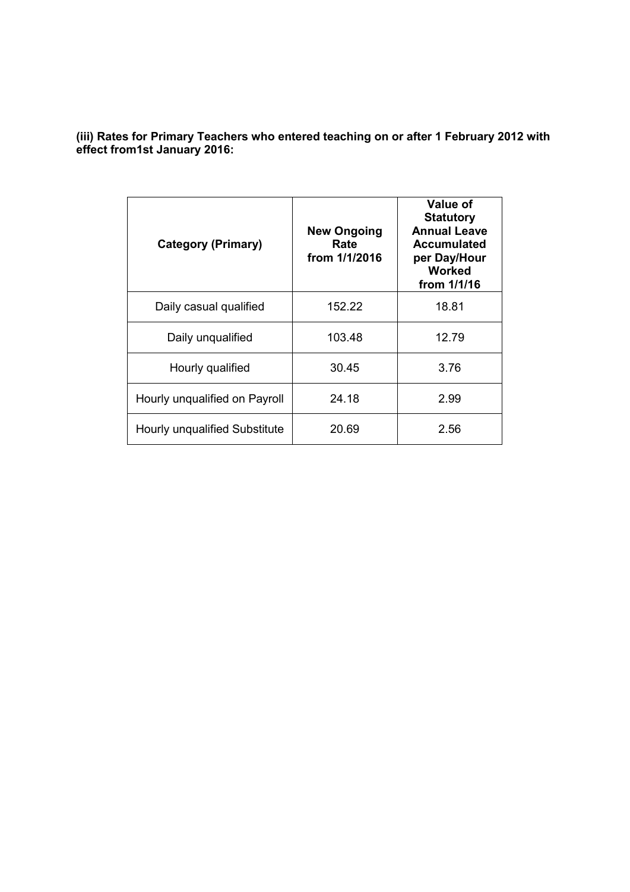**(iii) Rates for Primary Teachers who entered teaching on or after 1 February 2012 with effect from1st January 2016:**

| Category (Primary) | New Ongoing Rate from 1/1/2016 | Value of Statutory Annual Leave Accumulated per Day/Hour Worked from 1/1/16 |
|---|---|---|
| Daily casual qualified | 152.22 | 18.81 |
| Daily unqualified | 103.48 | 12.79 |
| Hourly qualified | 30.45 | 3.76 |
| Hourly unqualified on Payroll | 24.18 | 2.99 |
| Hourly unqualified Substitute | 20.69 | 2.56 |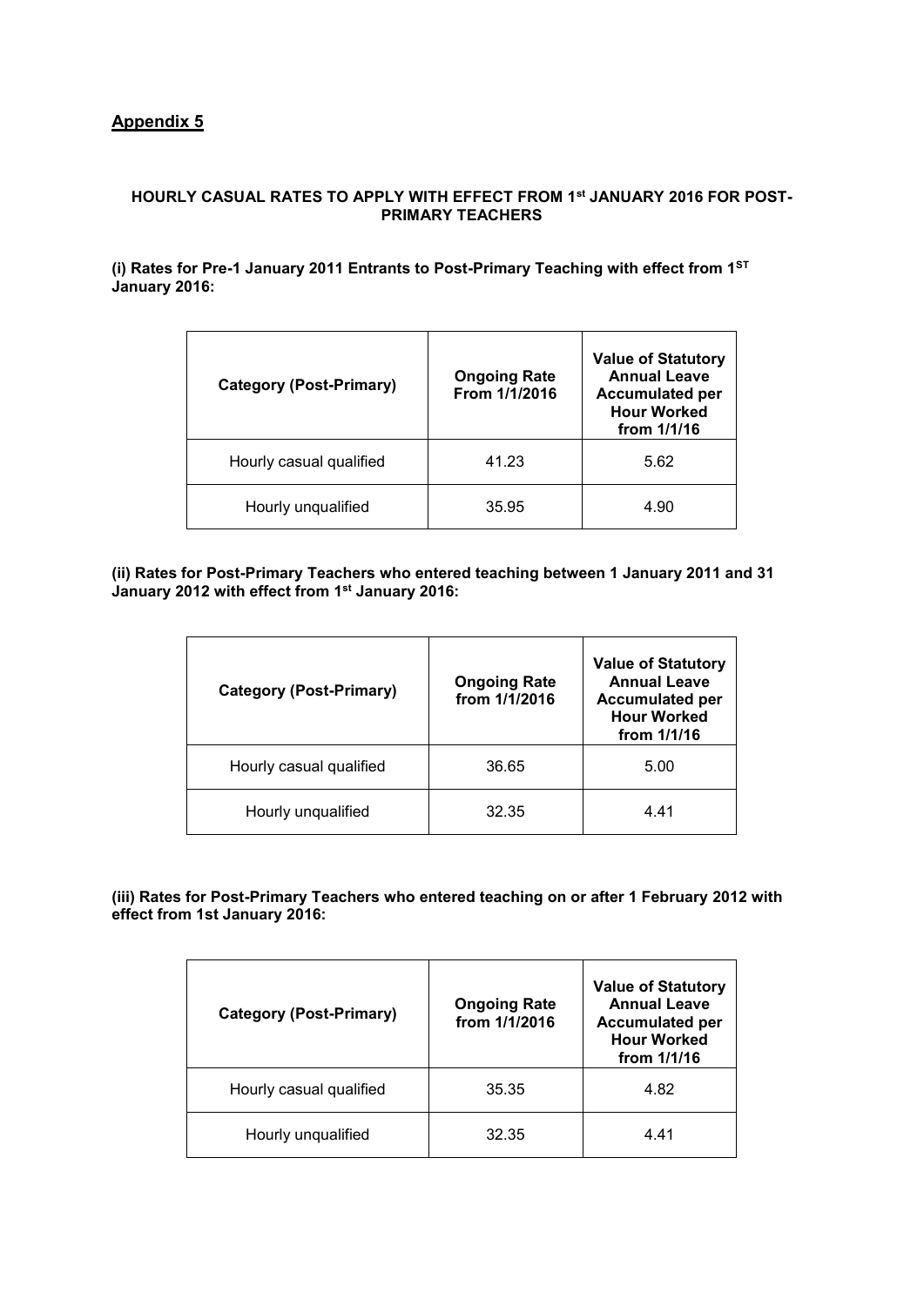## Appendix 5

**HOURLY CASUAL RATES TO APPLY WITH EFFECT FROM 1st JANUARY 2016 FOR POST-PRIMARY TEACHERS**

**(i) Rates for Pre-1 January 2011 Entrants to Post-Primary Teaching with effect from 1ST January 2016:**

| Category (Post-Primary) | Ongoing Rate From 1/1/2016 | Value of Statutory Annual Leave Accumulated per Hour Worked from 1/1/16 |
|---|---|---|
| Hourly casual qualified | 41.23 | 5.62 |
| Hourly unqualified | 35.95 | 4.90 |

**(ii) Rates for Post-Primary Teachers who entered teaching between 1 January 2011 and 31 January 2012 with effect from 1st January 2016:**

| Category (Post-Primary) | Ongoing Rate from 1/1/2016 | Value of Statutory Annual Leave Accumulated per Hour Worked from 1/1/16 |
|---|---|---|
| Hourly casual qualified | 36.65 | 5.00 |
| Hourly unqualified | 32.35 | 4.41 |

**(iii) Rates for Post-Primary Teachers who entered teaching on or after 1 February 2012 with effect from 1st January 2016:**

| Category (Post-Primary) | Ongoing Rate from 1/1/2016 | Value of Statutory Annual Leave Accumulated per Hour Worked from 1/1/16 |
|---|---|---|
| Hourly casual qualified | 35.35 | 4.82 |
| Hourly unqualified | 32.35 | 4.41 |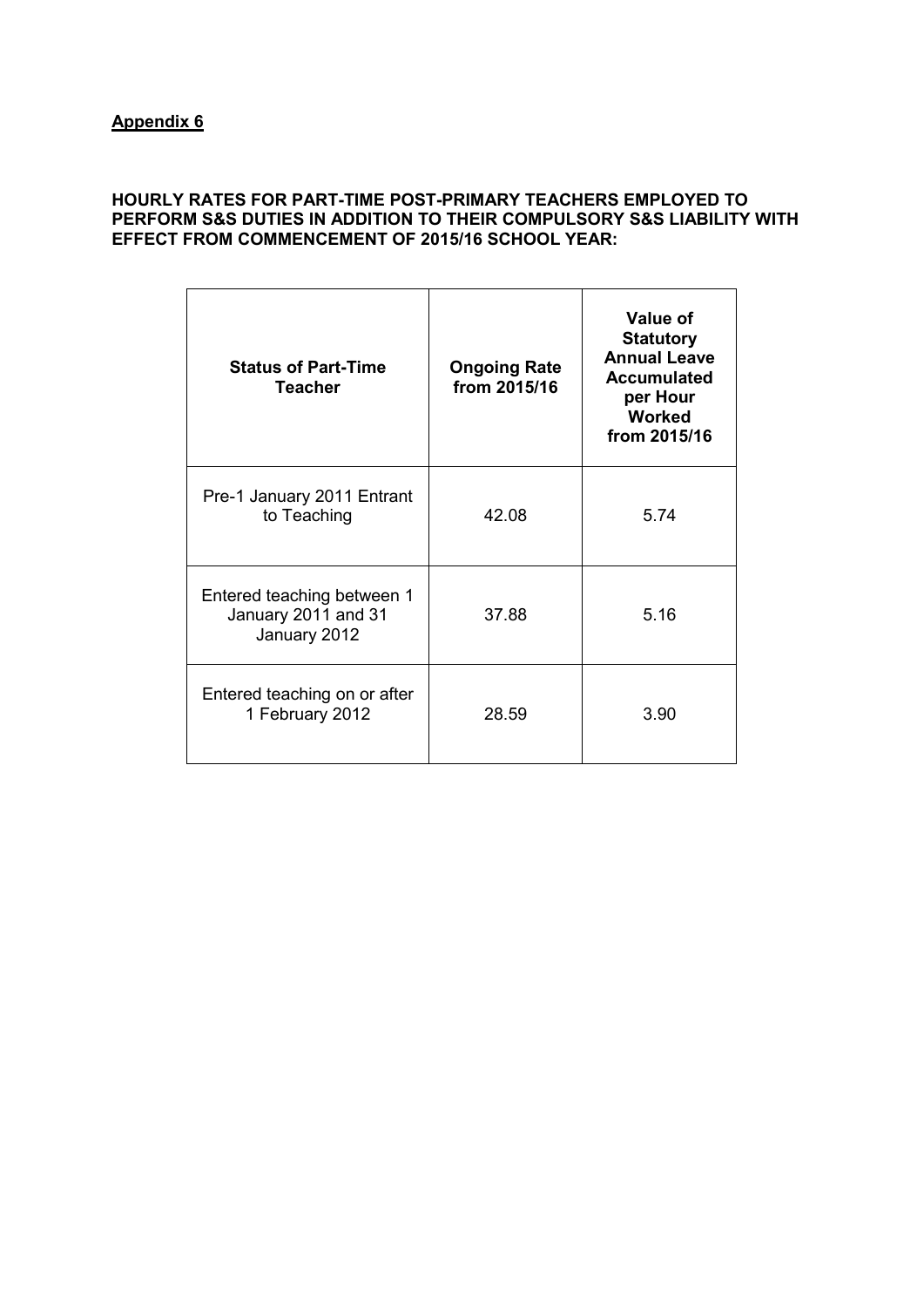**Appendix 6**

**HOURLY RATES FOR PART-TIME POST-PRIMARY TEACHERS EMPLOYED TO PERFORM S&S DUTIES IN ADDITION TO THEIR COMPULSORY S&S LIABILITY WITH EFFECT FROM COMMENCEMENT OF 2015/16 SCHOOL YEAR:**

| Status of Part-Time Teacher | Ongoing Rate from 2015/16 | Value of Statutory Annual Leave Accumulated per Hour Worked from 2015/16 |
|---|---|---|
| Pre-1 January 2011 Entrant to Teaching | 42.08 | 5.74 |
| Entered teaching between 1 January 2011 and 31 January 2012 | 37.88 | 5.16 |
| Entered teaching on or after 1 February 2012 | 28.59 | 3.90 |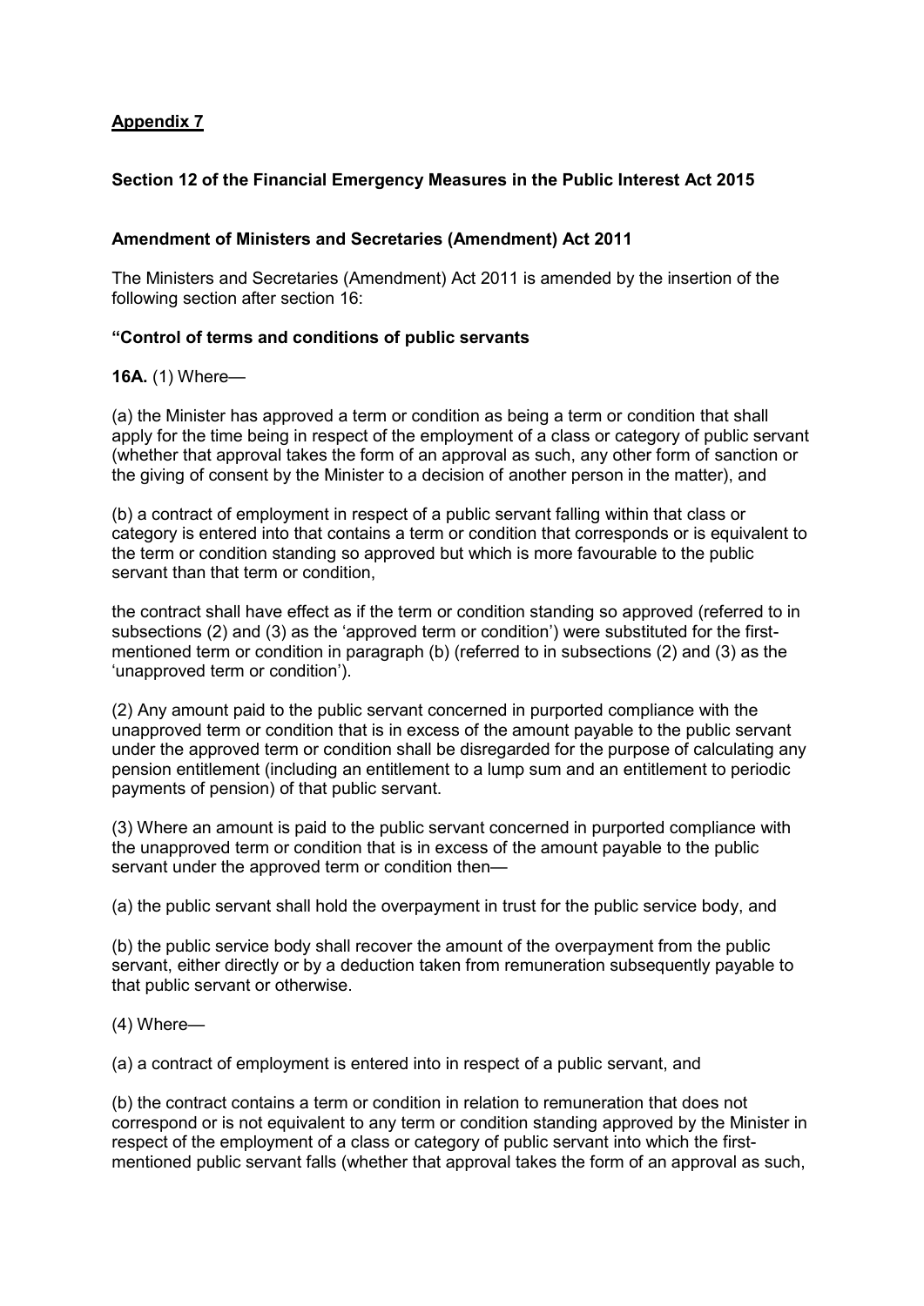**Appendix 7**

**Section 12 of the Financial Emergency Measures in the Public Interest Act 2015**

**Amendment of Ministers and Secretaries (Amendment) Act 2011**

The Ministers and Secretaries (Amendment) Act 2011 is amended by the insertion of the following section after section 16:

**"Control of terms and conditions of public servants**

**16A.** (1) Where—

(a) the Minister has approved a term or condition as being a term or condition that shall apply for the time being in respect of the employment of a class or category of public servant (whether that approval takes the form of an approval as such, any other form of sanction or the giving of consent by the Minister to a decision of another person in the matter), and

(b) a contract of employment in respect of a public servant falling within that class or category is entered into that contains a term or condition that corresponds or is equivalent to the term or condition standing so approved but which is more favourable to the public servant than that term or condition,

the contract shall have effect as if the term or condition standing so approved (referred to in subsections (2) and (3) as the 'approved term or condition') were substituted for the first-mentioned term or condition in paragraph (b) (referred to in subsections (2) and (3) as the 'unapproved term or condition').

(2) Any amount paid to the public servant concerned in purported compliance with the unapproved term or condition that is in excess of the amount payable to the public servant under the approved term or condition shall be disregarded for the purpose of calculating any pension entitlement (including an entitlement to a lump sum and an entitlement to periodic payments of pension) of that public servant.

(3) Where an amount is paid to the public servant concerned in purported compliance with the unapproved term or condition that is in excess of the amount payable to the public servant under the approved term or condition then—

(a) the public servant shall hold the overpayment in trust for the public service body, and

(b) the public service body shall recover the amount of the overpayment from the public servant, either directly or by a deduction taken from remuneration subsequently payable to that public servant or otherwise.

(4) Where—

(a) a contract of employment is entered into in respect of a public servant, and

(b) the contract contains a term or condition in relation to remuneration that does not correspond or is not equivalent to any term or condition standing approved by the Minister in respect of the employment of a class or category of public servant into which the first-mentioned public servant falls (whether that approval takes the form of an approval as such,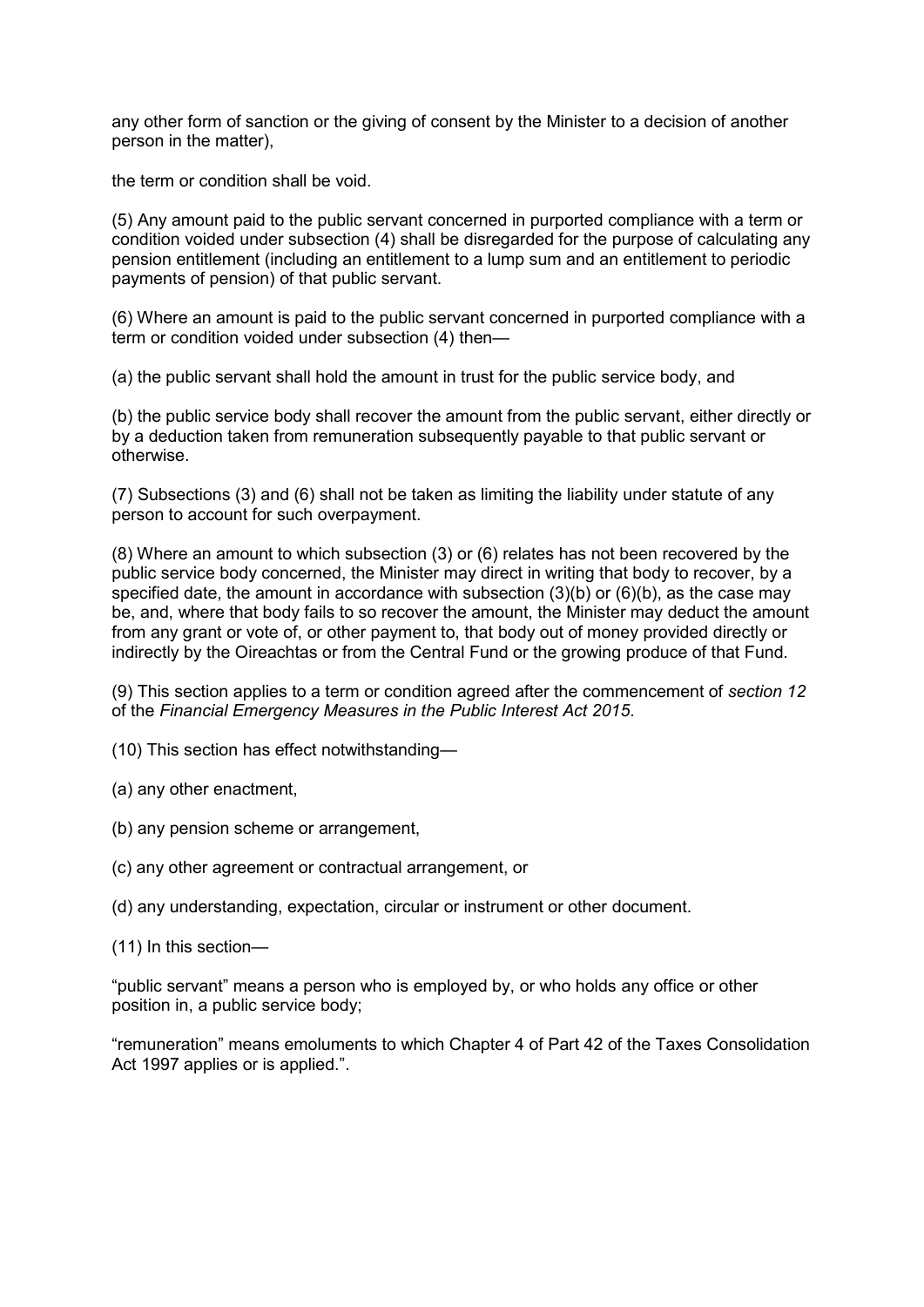any other form of sanction or the giving of consent by the Minister to a decision of another person in the matter),

the term or condition shall be void.

(5) Any amount paid to the public servant concerned in purported compliance with a term or condition voided under subsection (4) shall be disregarded for the purpose of calculating any pension entitlement (including an entitlement to a lump sum and an entitlement to periodic payments of pension) of that public servant.

(6) Where an amount is paid to the public servant concerned in purported compliance with a term or condition voided under subsection (4) then—

(a) the public servant shall hold the amount in trust for the public service body, and

(b) the public service body shall recover the amount from the public servant, either directly or by a deduction taken from remuneration subsequently payable to that public servant or otherwise.

(7) Subsections (3) and (6) shall not be taken as limiting the liability under statute of any person to account for such overpayment.

(8) Where an amount to which subsection (3) or (6) relates has not been recovered by the public service body concerned, the Minister may direct in writing that body to recover, by a specified date, the amount in accordance with subsection (3)(b) or (6)(b), as the case may be, and, where that body fails to so recover the amount, the Minister may deduct the amount from any grant or vote of, or other payment to, that body out of money provided directly or indirectly by the Oireachtas or from the Central Fund or the growing produce of that Fund.

(9) This section applies to a term or condition agreed after the commencement of *section 12* of the *Financial Emergency Measures in the Public Interest Act 2015*.

(10) This section has effect notwithstanding—

(a) any other enactment,

(b) any pension scheme or arrangement,

(c) any other agreement or contractual arrangement, or

(d) any understanding, expectation, circular or instrument or other document.

(11) In this section—

"public servant" means a person who is employed by, or who holds any office or other position in, a public service body;

"remuneration" means emoluments to which Chapter 4 of Part 42 of the Taxes Consolidation Act 1997 applies or is applied.".